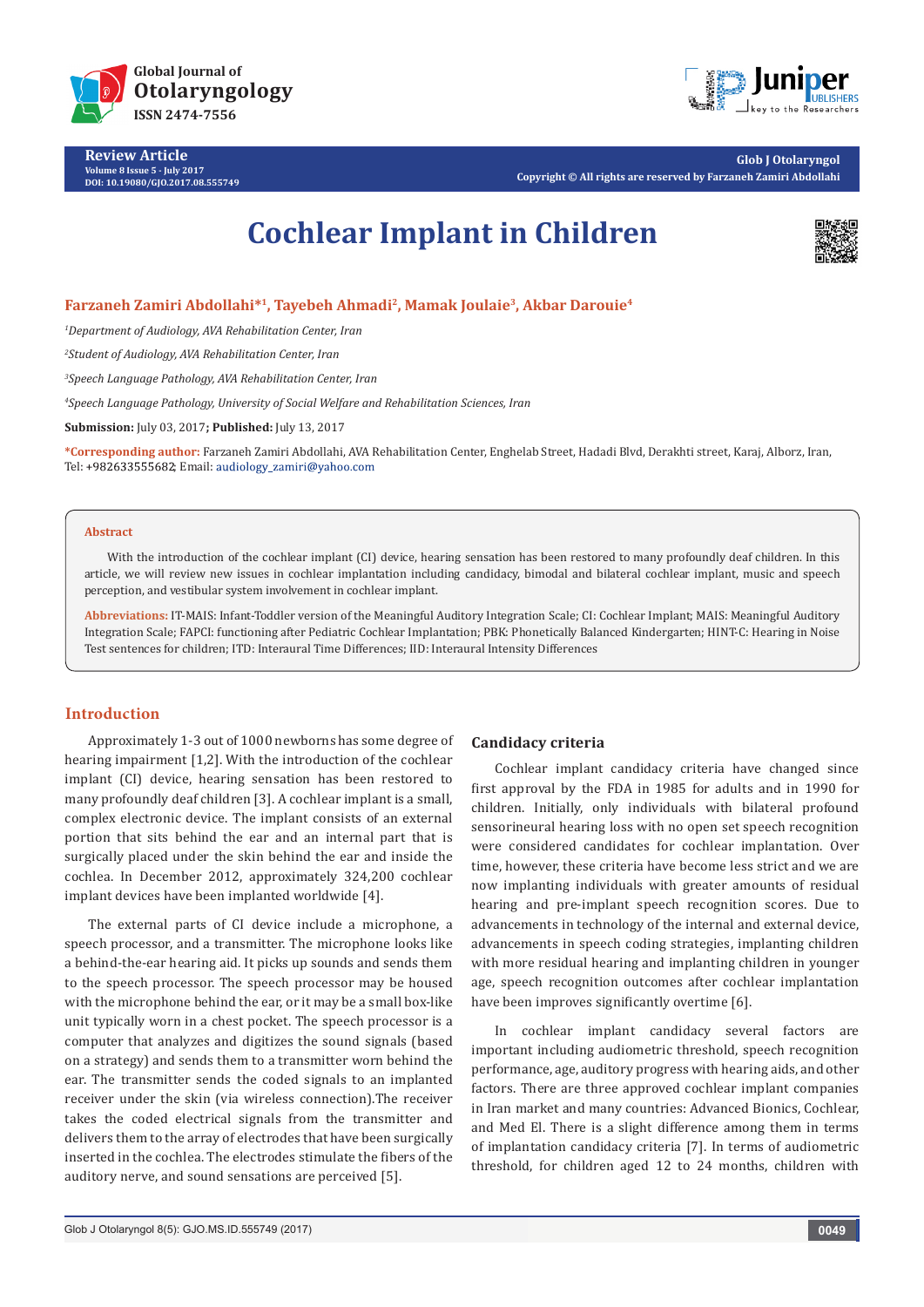# Cochlear Implant in Children

**Farzaneh Zamiri Abdollahi*[1], Tayebeh Ahmadi[2], Mamak Joulaie[3], Akbar Darouie[4]**

[1]*Department of Audiology, AVA Rehabilitation Center, Iran*

[2]*Student of Audiology, AVA Rehabilitation Center, Iran*

[3]*Speech Language Pathology, AVA Rehabilitation Center, Iran*

[4]*Speech Language Pathology, University of Social Welfare and Rehabilitation Sciences, Iran*

**Submission:** July 03, 2017; **Published:** July 13, 2017

**\*Corresponding author:** Farzaneh Zamiri Abdollahi, AVA Rehabilitation Center, Enghelab Street, Hadadi Blvd, Derakhti street, Karaj, Alborz, Iran, Tel: +982633555682; Email: audiology_zamiri@yahoo.com

**Abstract**

With the introduction of the cochlear implant (CI) device, hearing sensation has been restored to many profoundly deaf children. In this article, we will review new issues in cochlear implantation including candidacy, bimodal and bilateral cochlear implant, music and speech perception, and vestibular system involvement in cochlear implant.

**Abbreviations:** IT-MAIS: Infant-Toddler version of the Meaningful Auditory Integration Scale; CI: Cochlear Implant; MAIS: Meaningful Auditory Integration Scale; FAPCI: functioning after Pediatric Cochlear Implantation; PBK: Phonetically Balanced Kindergarten; HINT-C: Hearing in Noise Test sentences for children; ITD: Interaural Time Differences; IID: Interaural Intensity Differences

## Introduction

Approximately 1-3 out of 1000 newborns has some degree of hearing impairment [1,2]. With the introduction of the cochlear implant (CI) device, hearing sensation has been restored to many profoundly deaf children [3]. A cochlear implant is a small, complex electronic device. The implant consists of an external portion that sits behind the ear and an internal part that is surgically placed under the skin behind the ear and inside the cochlea. In December 2012, approximately 324,200 cochlear implant devices have been implanted worldwide [4].

The external parts of CI device include a microphone, a speech processor, and a transmitter. The microphone looks like a behind-the-ear hearing aid. It picks up sounds and sends them to the speech processor. The speech processor may be housed with the microphone behind the ear, or it may be a small box-like unit typically worn in a chest pocket. The speech processor is a computer that analyzes and digitizes the sound signals (based on a strategy) and sends them to a transmitter worn behind the ear. The transmitter sends the coded signals to an implanted receiver under the skin (via wireless connection).The receiver takes the coded electrical signals from the transmitter and delivers them to the array of electrodes that have been surgically inserted in the cochlea. The electrodes stimulate the fibers of the auditory nerve, and sound sensations are perceived [5].

### Candidacy criteria

Cochlear implant candidacy criteria have changed since first approval by the FDA in 1985 for adults and in 1990 for children. Initially, only individuals with bilateral profound sensorineural hearing loss with no open set speech recognition were considered candidates for cochlear implantation. Over time, however, these criteria have become less strict and we are now implanting individuals with greater amounts of residual hearing and pre-implant speech recognition scores. Due to advancements in technology of the internal and external device, advancements in speech coding strategies, implanting children with more residual hearing and implanting children in younger age, speech recognition outcomes after cochlear implantation have been improves significantly overtime [6].

In cochlear implant candidacy several factors are important including audiometric threshold, speech recognition performance, age, auditory progress with hearing aids, and other factors. There are three approved cochlear implant companies in Iran market and many countries: Advanced Bionics, Cochlear, and Med El. There is a slight difference among them in terms of implantation candidacy criteria [7]. In terms of audiometric threshold, for children aged 12 to 24 months, children with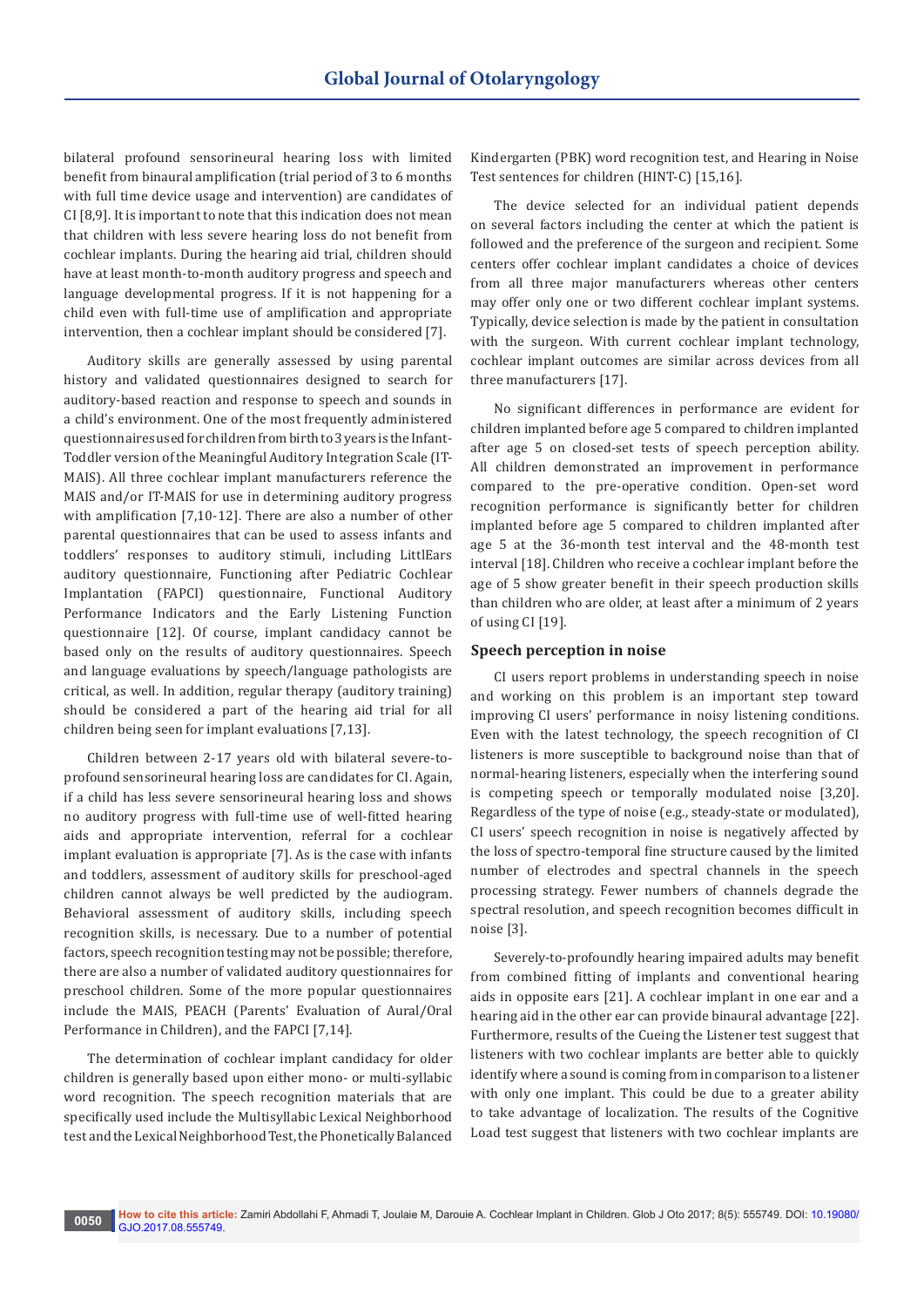bilateral profound sensorineural hearing loss with limited benefit from binaural amplification (trial period of 3 to 6 months with full time device usage and intervention) are candidates of CI [8,9]. It is important to note that this indication does not mean that children with less severe hearing loss do not benefit from cochlear implants. During the hearing aid trial, children should have at least month-to-month auditory progress and speech and language developmental progress. If it is not happening for a child even with full-time use of amplification and appropriate intervention, then a cochlear implant should be considered [7].

Auditory skills are generally assessed by using parental history and validated questionnaires designed to search for auditory-based reaction and response to speech and sounds in a child's environment. One of the most frequently administered questionnaires used for children from birth to 3 years is the Infant-Toddler version of the Meaningful Auditory Integration Scale (IT-MAIS). All three cochlear implant manufacturers reference the MAIS and/or IT-MAIS for use in determining auditory progress with amplification [7,10-12]. There are also a number of other parental questionnaires that can be used to assess infants and toddlers' responses to auditory stimuli, including LittlEars auditory questionnaire, Functioning after Pediatric Cochlear Implantation (FAPCI) questionnaire, Functional Auditory Performance Indicators and the Early Listening Function questionnaire [12]. Of course, implant candidacy cannot be based only on the results of auditory questionnaires. Speech and language evaluations by speech/language pathologists are critical, as well. In addition, regular therapy (auditory training) should be considered a part of the hearing aid trial for all children being seen for implant evaluations [7,13].

Children between 2-17 years old with bilateral severe-to-profound sensorineural hearing loss are candidates for CI. Again, if a child has less severe sensorineural hearing loss and shows no auditory progress with full-time use of well-fitted hearing aids and appropriate intervention, referral for a cochlear implant evaluation is appropriate [7]. As is the case with infants and toddlers, assessment of auditory skills for preschool-aged children cannot always be well predicted by the audiogram. Behavioral assessment of auditory skills, including speech recognition skills, is necessary. Due to a number of potential factors, speech recognition testing may not be possible; therefore, there are also a number of validated auditory questionnaires for preschool children. Some of the more popular questionnaires include the MAIS, PEACH (Parents' Evaluation of Aural/Oral Performance in Children), and the FAPCI [7,14].

The determination of cochlear implant candidacy for older children is generally based upon either mono- or multi-syllabic word recognition. The speech recognition materials that are specifically used include the Multisyllabic Lexical Neighborhood test and the Lexical Neighborhood Test, the Phonetically Balanced Kindergarten (PBK) word recognition test, and Hearing in Noise Test sentences for children (HINT-C) [15,16].

The device selected for an individual patient depends on several factors including the center at which the patient is followed and the preference of the surgeon and recipient. Some centers offer cochlear implant candidates a choice of devices from all three major manufacturers whereas other centers may offer only one or two different cochlear implant systems. Typically, device selection is made by the patient in consultation with the surgeon. With current cochlear implant technology, cochlear implant outcomes are similar across devices from all three manufacturers [17].

No significant differences in performance are evident for children implanted before age 5 compared to children implanted after age 5 on closed-set tests of speech perception ability. All children demonstrated an improvement in performance compared to the pre-operative condition. Open-set word recognition performance is significantly better for children implanted before age 5 compared to children implanted after age 5 at the 36-month test interval and the 48-month test interval [18]. Children who receive a cochlear implant before the age of 5 show greater benefit in their speech production skills than children who are older, at least after a minimum of 2 years of using CI [19].

### Speech perception in noise

CI users report problems in understanding speech in noise and working on this problem is an important step toward improving CI users' performance in noisy listening conditions. Even with the latest technology, the speech recognition of CI listeners is more susceptible to background noise than that of normal-hearing listeners, especially when the interfering sound is competing speech or temporally modulated noise [3,20]. Regardless of the type of noise (e.g., steady-state or modulated), CI users' speech recognition in noise is negatively affected by the loss of spectro-temporal fine structure caused by the limited number of electrodes and spectral channels in the speech processing strategy. Fewer numbers of channels degrade the spectral resolution, and speech recognition becomes difficult in noise [3].

Severely-to-profoundly hearing impaired adults may benefit from combined fitting of implants and conventional hearing aids in opposite ears [21]. A cochlear implant in one ear and a hearing aid in the other ear can provide binaural advantage [22]. Furthermore, results of the Cueing the Listener test suggest that listeners with two cochlear implants are better able to quickly identify where a sound is coming from in comparison to a listener with only one implant. This could be due to a greater ability to take advantage of localization. The results of the Cognitive Load test suggest that listeners with two cochlear implants are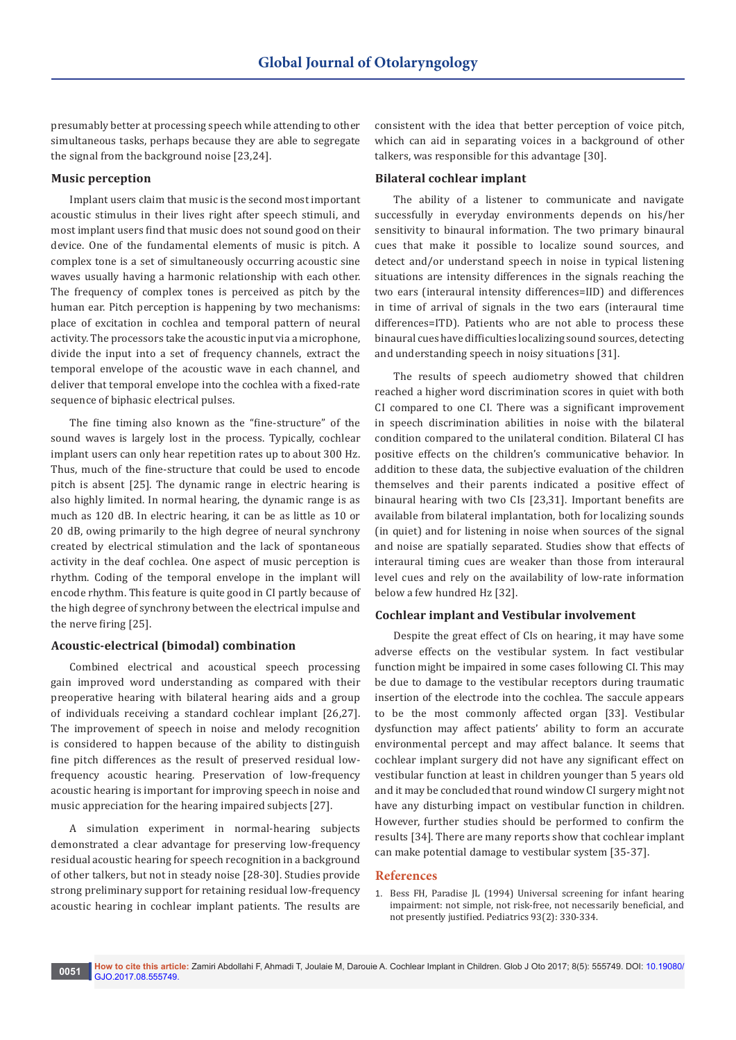presumably better at processing speech while attending to other simultaneous tasks, perhaps because they are able to segregate the signal from the background noise [23,24].

### Music perception

Implant users claim that music is the second most important acoustic stimulus in their lives right after speech stimuli, and most implant users find that music does not sound good on their device. One of the fundamental elements of music is pitch. A complex tone is a set of simultaneously occurring acoustic sine waves usually having a harmonic relationship with each other. The frequency of complex tones is perceived as pitch by the human ear. Pitch perception is happening by two mechanisms: place of excitation in cochlea and temporal pattern of neural activity. The processors take the acoustic input via a microphone, divide the input into a set of frequency channels, extract the temporal envelope of the acoustic wave in each channel, and deliver that temporal envelope into the cochlea with a fixed-rate sequence of biphasic electrical pulses.

The fine timing also known as the "fine-structure" of the sound waves is largely lost in the process. Typically, cochlear implant users can only hear repetition rates up to about 300 Hz. Thus, much of the fine-structure that could be used to encode pitch is absent [25]. The dynamic range in electric hearing is also highly limited. In normal hearing, the dynamic range is as much as 120 dB. In electric hearing, it can be as little as 10 or 20 dB, owing primarily to the high degree of neural synchrony created by electrical stimulation and the lack of spontaneous activity in the deaf cochlea. One aspect of music perception is rhythm. Coding of the temporal envelope in the implant will encode rhythm. This feature is quite good in CI partly because of the high degree of synchrony between the electrical impulse and the nerve firing [25].

### Acoustic-electrical (bimodal) combination

Combined electrical and acoustical speech processing gain improved word understanding as compared with their preoperative hearing with bilateral hearing aids and a group of individuals receiving a standard cochlear implant [26,27]. The improvement of speech in noise and melody recognition is considered to happen because of the ability to distinguish fine pitch differences as the result of preserved residual low-frequency acoustic hearing. Preservation of low-frequency acoustic hearing is important for improving speech in noise and music appreciation for the hearing impaired subjects [27].

A simulation experiment in normal-hearing subjects demonstrated a clear advantage for preserving low-frequency residual acoustic hearing for speech recognition in a background of other talkers, but not in steady noise [28-30]. Studies provide strong preliminary support for retaining residual low-frequency acoustic hearing in cochlear implant patients. The results are consistent with the idea that better perception of voice pitch, which can aid in separating voices in a background of other talkers, was responsible for this advantage [30].

### Bilateral cochlear implant

The ability of a listener to communicate and navigate successfully in everyday environments depends on his/her sensitivity to binaural information. The two primary binaural cues that make it possible to localize sound sources, and detect and/or understand speech in noise in typical listening situations are intensity differences in the signals reaching the two ears (interaural intensity differences=IID) and differences in time of arrival of signals in the two ears (interaural time differences=ITD). Patients who are not able to process these binaural cues have difficulties localizing sound sources, detecting and understanding speech in noisy situations [31].

The results of speech audiometry showed that children reached a higher word discrimination scores in quiet with both CI compared to one CI. There was a significant improvement in speech discrimination abilities in noise with the bilateral condition compared to the unilateral condition. Bilateral CI has positive effects on the children's communicative behavior. In addition to these data, the subjective evaluation of the children themselves and their parents indicated a positive effect of binaural hearing with two CIs [23,31]. Important benefits are available from bilateral implantation, both for localizing sounds (in quiet) and for listening in noise when sources of the signal and noise are spatially separated. Studies show that effects of interaural timing cues are weaker than those from interaural level cues and rely on the availability of low-rate information below a few hundred Hz [32].

### Cochlear implant and Vestibular involvement

Despite the great effect of CIs on hearing, it may have some adverse effects on the vestibular system. In fact vestibular function might be impaired in some cases following CI. This may be due to damage to the vestibular receptors during traumatic insertion of the electrode into the cochlea. The saccule appears to be the most commonly affected organ [33]. Vestibular dysfunction may affect patients' ability to form an accurate environmental percept and may affect balance. It seems that cochlear implant surgery did not have any significant effect on vestibular function at least in children younger than 5 years old and it may be concluded that round window CI surgery might not have any disturbing impact on vestibular function in children. However, further studies should be performed to confirm the results [34]. There are many reports show that cochlear implant can make potential damage to vestibular system [35-37].

## References

1. Bess FH, Paradise JL (1994) Universal screening for infant hearing impairment: not simple, not risk-free, not necessarily beneficial, and not presently justified. Pediatrics 93(2): 330-334.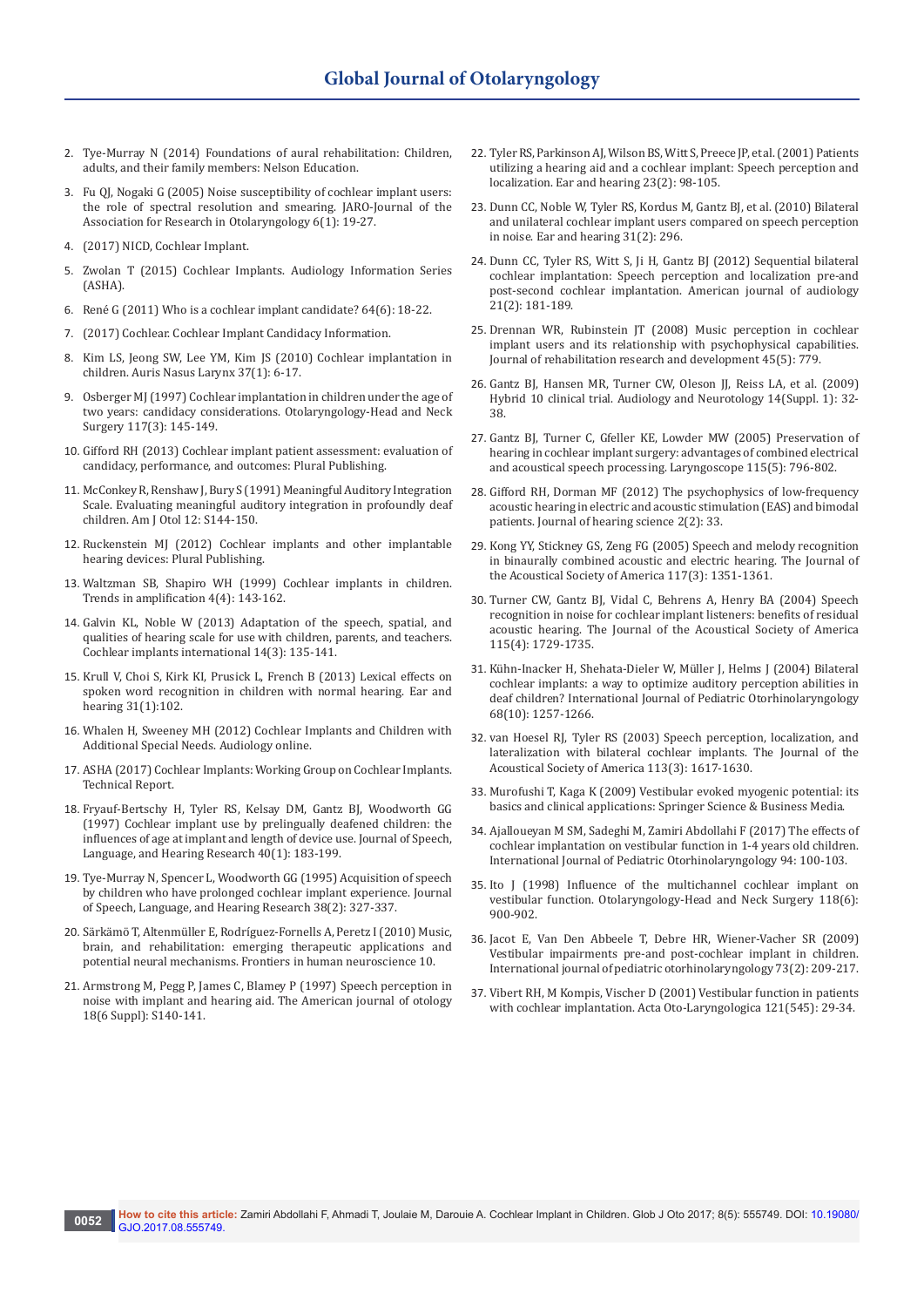2. Tye-Murray N (2014) Foundations of aural rehabilitation: Children, adults, and their family members: Nelson Education.
3. Fu QJ, Nogaki G (2005) Noise susceptibility of cochlear implant users: the role of spectral resolution and smearing. JARO-Journal of the Association for Research in Otolaryngology 6(1): 19-27.
4. (2017) NICD, Cochlear Implant.
5. Zwolan T (2015) Cochlear Implants. Audiology Information Series (ASHA).
6. René G (2011) Who is a cochlear implant candidate? 64(6): 18-22.
7. (2017) Cochlear. Cochlear Implant Candidacy Information.
8. Kim LS, Jeong SW, Lee YM, Kim JS (2010) Cochlear implantation in children. Auris Nasus Larynx 37(1): 6-17.
9. Osberger MJ (1997) Cochlear implantation in children under the age of two years: candidacy considerations. Otolaryngology-Head and Neck Surgery 117(3): 145-149.
10. Gifford RH (2013) Cochlear implant patient assessment: evaluation of candidacy, performance, and outcomes: Plural Publishing.
11. McConkey R, Renshaw J, Bury S (1991) Meaningful Auditory Integration Scale. Evaluating meaningful auditory integration in profoundly deaf children. Am J Otol 12: S144-150.
12. Ruckenstein MJ (2012) Cochlear implants and other implantable hearing devices: Plural Publishing.
13. Waltzman SB, Shapiro WH (1999) Cochlear implants in children. Trends in amplification 4(4): 143-162.
14. Galvin KL, Noble W (2013) Adaptation of the speech, spatial, and qualities of hearing scale for use with children, parents, and teachers. Cochlear implants international 14(3): 135-141.
15. Krull V, Choi S, Kirk KI, Prusick L, French B (2013) Lexical effects on spoken word recognition in children with normal hearing. Ear and hearing 31(1):102.
16. Whalen H, Sweeney MH (2012) Cochlear Implants and Children with Additional Special Needs. Audiology online.
17. ASHA (2017) Cochlear Implants: Working Group on Cochlear Implants. Technical Report.
18. Fryauf-Bertschy H, Tyler RS, Kelsay DM, Gantz BJ, Woodworth GG (1997) Cochlear implant use by prelingually deafened children: the influences of age at implant and length of device use. Journal of Speech, Language, and Hearing Research 40(1): 183-199.
19. Tye-Murray N, Spencer L, Woodworth GG (1995) Acquisition of speech by children who have prolonged cochlear implant experience. Journal of Speech, Language, and Hearing Research 38(2): 327-337.
20. Särkämö T, Altenmüller E, Rodríguez-Fornells A, Peretz I (2010) Music, brain, and rehabilitation: emerging therapeutic applications and potential neural mechanisms. Frontiers in human neuroscience 10.
21. Armstrong M, Pegg P, James C, Blamey P (1997) Speech perception in noise with implant and hearing aid. The American journal of otology 18(6 Suppl): S140-141.
22. Tyler RS, Parkinson AJ, Wilson BS, Witt S, Preece JP, et al. (2001) Patients utilizing a hearing aid and a cochlear implant: Speech perception and localization. Ear and hearing 23(2): 98-105.
23. Dunn CC, Noble W, Tyler RS, Kordus M, Gantz BJ, et al. (2010) Bilateral and unilateral cochlear implant users compared on speech perception in noise. Ear and hearing 31(2): 296.
24. Dunn CC, Tyler RS, Witt S, Ji H, Gantz BJ (2012) Sequential bilateral cochlear implantation: Speech perception and localization pre-and post-second cochlear implantation. American journal of audiology 21(2): 181-189.
25. Drennan WR, Rubinstein JT (2008) Music perception in cochlear implant users and its relationship with psychophysical capabilities. Journal of rehabilitation research and development 45(5): 779.
26. Gantz BJ, Hansen MR, Turner CW, Oleson JJ, Reiss LA, et al. (2009) Hybrid 10 clinical trial. Audiology and Neurotology 14(Suppl. 1): 32-38.
27. Gantz BJ, Turner C, Gfeller KE, Lowder MW (2005) Preservation of hearing in cochlear implant surgery: advantages of combined electrical and acoustical speech processing. Laryngoscope 115(5): 796-802.
28. Gifford RH, Dorman MF (2012) The psychophysics of low-frequency acoustic hearing in electric and acoustic stimulation (EAS) and bimodal patients. Journal of hearing science 2(2): 33.
29. Kong YY, Stickney GS, Zeng FG (2005) Speech and melody recognition in binaurally combined acoustic and electric hearing. The Journal of the Acoustical Society of America 117(3): 1351-1361.
30. Turner CW, Gantz BJ, Vidal C, Behrens A, Henry BA (2004) Speech recognition in noise for cochlear implant listeners: benefits of residual acoustic hearing. The Journal of the Acoustical Society of America 115(4): 1729-1735.
31. Kühn-Inacker H, Shehata-Dieler W, Müller J, Helms J (2004) Bilateral cochlear implants: a way to optimize auditory perception abilities in deaf children? International Journal of Pediatric Otorhinolaryngology 68(10): 1257-1266.
32. van Hoesel RJ, Tyler RS (2003) Speech perception, localization, and lateralization with bilateral cochlear implants. The Journal of the Acoustical Society of America 113(3): 1617-1630.
33. Murofushi T, Kaga K (2009) Vestibular evoked myogenic potential: its basics and clinical applications: Springer Science & Business Media.
34. Ajalloueyan M SM, Sadeghi M, Zamiri Abdollahi F (2017) The effects of cochlear implantation on vestibular function in 1-4 years old children. International Journal of Pediatric Otorhinolaryngology 94: 100-103.
35. Ito J (1998) Influence of the multichannel cochlear implant on vestibular function. Otolaryngology-Head and Neck Surgery 118(6): 900-902.
36. Jacot E, Van Den Abbeele T, Debre HR, Wiener-Vacher SR (2009) Vestibular impairments pre-and post-cochlear implant in children. International journal of pediatric otorhinolaryngology 73(2): 209-217.
37. Vibert RH, M Kompis, Vischer D (2001) Vestibular function in patients with cochlear implantation. Acta Oto-Laryngologica 121(545): 29-34.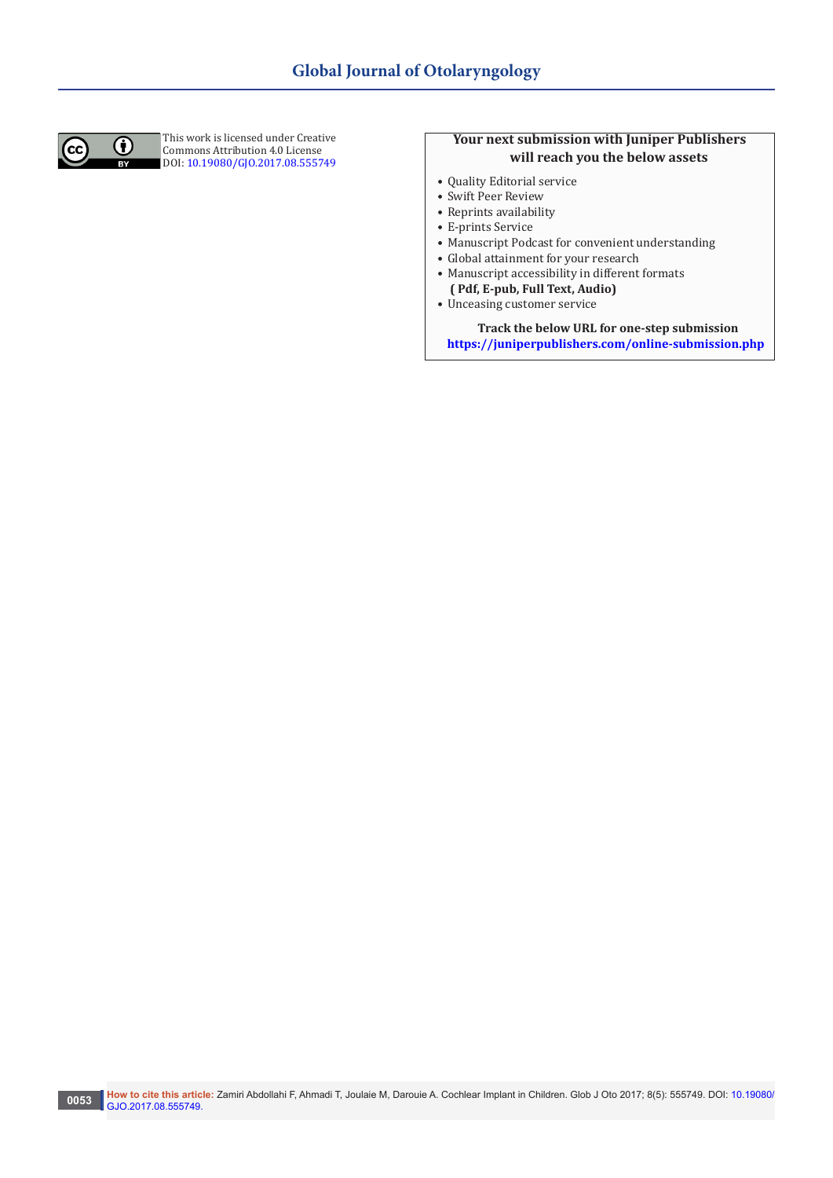This work is licensed under Creative Commons Attribution 4.0 License
DOI: 10.19080/GJO.2017.08.555749

**Your next submission with Juniper Publishers will reach you the below assets**

- Quality Editorial service
- Swift Peer Review
- Reprints availability
- E-prints Service
- Manuscript Podcast for convenient understanding
- Global attainment for your research
- Manuscript accessibility in different formats
  **( Pdf, E-pub, Full Text, Audio)**
- Unceasing customer service

**Track the below URL for one-step submission**
**https://juniperpublishers.com/online-submission.php**

**How to cite this article:** Zamiri Abdollahi F, Ahmadi T, Joulaie M, Darouie A. Cochlear Implant in Children. Glob J Oto 2017; 8(5): 555749. DOI: 10.19080/GJO.2017.08.555749.